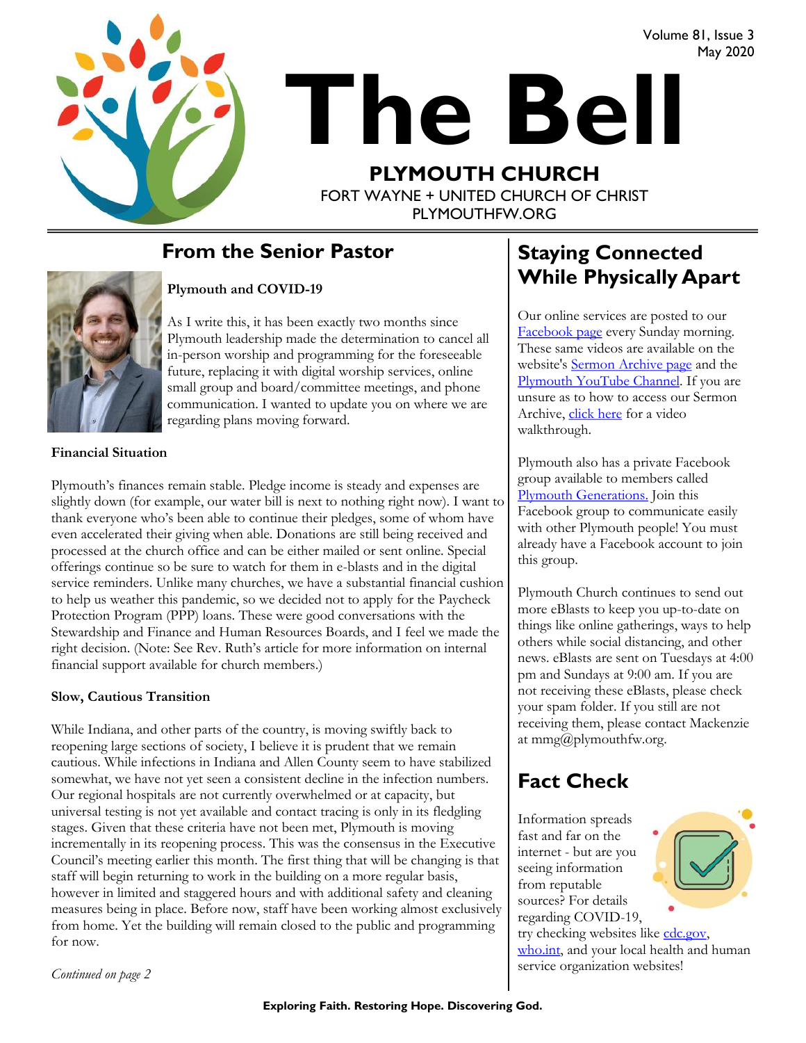Volume 81, Issue 3
May 2020

# The Bell

**PLYMOUTH CHURCH**
FORT WAYNE + UNITED CHURCH OF CHRIST
PLYMOUTHFW.ORG

## From the Senior Pastor

**Plymouth and COVID-19**

As I write this, it has been exactly two months since Plymouth leadership made the determination to cancel all in-person worship and programming for the foreseeable future, replacing it with digital worship services, online small group and board/committee meetings, and phone communication. I wanted to update you on where we are regarding plans moving forward.

**Financial Situation**

Plymouth's finances remain stable. Pledge income is steady and expenses are slightly down (for example, our water bill is next to nothing right now). I want to thank everyone who's been able to continue their pledges, some of whom have even accelerated their giving when able. Donations are still being received and processed at the church office and can be either mailed or sent online. Special offerings continue so be sure to watch for them in e-blasts and in the digital service reminders. Unlike many churches, we have a substantial financial cushion to help us weather this pandemic, so we decided not to apply for the Paycheck Protection Program (PPP) loans. These were good conversations with the Stewardship and Finance and Human Resources Boards, and I feel we made the right decision. (Note: See Rev. Ruth's article for more information on internal financial support available for church members.)

**Slow, Cautious Transition**

While Indiana, and other parts of the country, is moving swiftly back to reopening large sections of society, I believe it is prudent that we remain cautious. While infections in Indiana and Allen County seem to have stabilized somewhat, we have not yet seen a consistent decline in the infection numbers. Our regional hospitals are not currently overwhelmed or at capacity, but universal testing is not yet available and contact tracing is only in its fledgling stages. Given that these criteria have not been met, Plymouth is moving incrementally in its reopening process. This was the consensus in the Executive Council's meeting earlier this month. The first thing that will be changing is that staff will begin returning to work in the building on a more regular basis, however in limited and staggered hours and with additional safety and cleaning measures being in place. Before now, staff have been working almost exclusively from home. Yet the building will remain closed to the public and programming for now.

*Continued on page 2*

## Staying Connected While Physically Apart

Our online services are posted to our Facebook page every Sunday morning. These same videos are available on the website's Sermon Archive page and the Plymouth YouTube Channel. If you are unsure as to how to access our Sermon Archive, click here for a video walkthrough.

Plymouth also has a private Facebook group available to members called Plymouth Generations. Join this Facebook group to communicate easily with other Plymouth people! You must already have a Facebook account to join this group.

Plymouth Church continues to send out more eBlasts to keep you up-to-date on things like online gatherings, ways to help others while social distancing, and other news. eBlasts are sent on Tuesdays at 4:00 pm and Sundays at 9:00 am. If you are not receiving these eBlasts, please check your spam folder. If you still are not receiving them, please contact Mackenzie at mmg@plymouthfw.org.

## Fact Check

Information spreads fast and far on the internet - but are you seeing information from reputable sources? For details regarding COVID-19, try checking websites like cdc.gov, who.int, and your local health and human service organization websites!

**Exploring Faith. Restoring Hope. Discovering God.**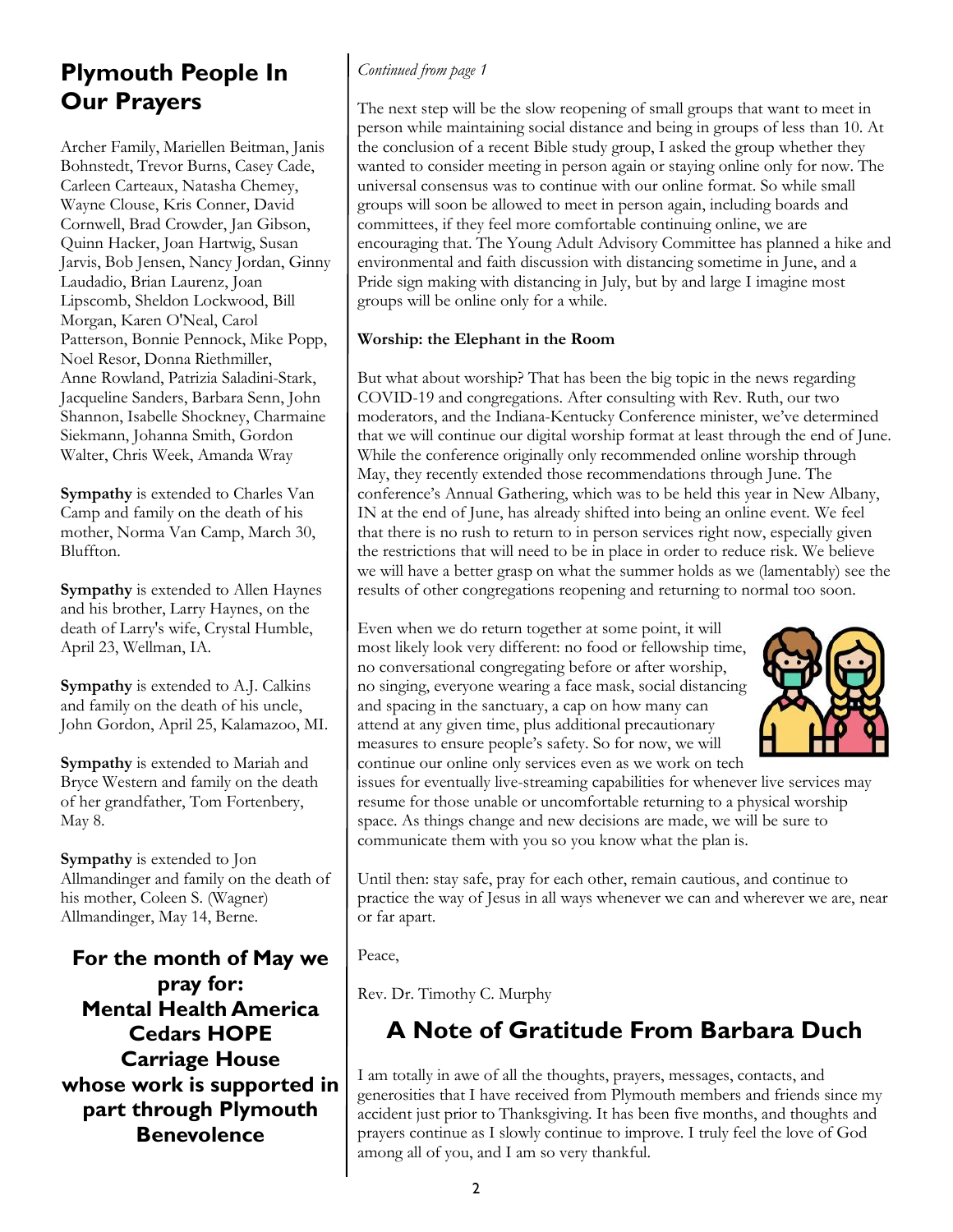## Plymouth People In Our Prayers

Archer Family, Mariellen Beitman, Janis Bohnstedt, Trevor Burns, Casey Cade, Carleen Carteaux, Natasha Chemey, Wayne Clouse, Kris Conner, David Cornwell, Brad Crowder, Jan Gibson, Quinn Hacker, Joan Hartwig, Susan Jarvis, Bob Jensen, Nancy Jordan, Ginny Laudadio, Brian Laurenz, Joan Lipscomb, Sheldon Lockwood, Bill Morgan, Karen O'Neal, Carol Patterson, Bonnie Pennock, Mike Popp, Noel Resor, Donna Riethmiller, Anne Rowland, Patrizia Saladini-Stark, Jacqueline Sanders, Barbara Senn, John Shannon, Isabelle Shockney, Charmaine Siekmann, Johanna Smith, Gordon Walter, Chris Week, Amanda Wray

**Sympathy** is extended to Charles Van Camp and family on the death of his mother, Norma Van Camp, March 30, Bluffton.

**Sympathy** is extended to Allen Haynes and his brother, Larry Haynes, on the death of Larry's wife, Crystal Humble, April 23, Wellman, IA.

**Sympathy** is extended to A.J. Calkins and family on the death of his uncle, John Gordon, April 25, Kalamazoo, MI.

**Sympathy** is extended to Mariah and Bryce Western and family on the death of her grandfather, Tom Fortenbery, May 8.

**Sympathy** is extended to Jon Allmandinger and family on the death of his mother, Coleen S. (Wagner) Allmandinger, May 14, Berne.

**For the month of May we pray for:**
**Mental Health America**
**Cedars HOPE**
**Carriage House**
**whose work is supported in part through Plymouth Benevolence**

*Continued from page 1*

The next step will be the slow reopening of small groups that want to meet in person while maintaining social distance and being in groups of less than 10. At the conclusion of a recent Bible study group, I asked the group whether they wanted to consider meeting in person again or staying online only for now. The universal consensus was to continue with our online format. So while small groups will soon be allowed to meet in person again, including boards and committees, if they feel more comfortable continuing online, we are encouraging that. The Young Adult Advisory Committee has planned a hike and environmental and faith discussion with distancing sometime in June, and a Pride sign making with distancing in July, but by and large I imagine most groups will be online only for a while.

**Worship: the Elephant in the Room**

But what about worship? That has been the big topic in the news regarding COVID-19 and congregations. After consulting with Rev. Ruth, our two moderators, and the Indiana-Kentucky Conference minister, we've determined that we will continue our digital worship format at least through the end of June. While the conference originally only recommended online worship through May, they recently extended those recommendations through June. The conference's Annual Gathering, which was to be held this year in New Albany, IN at the end of June, has already shifted into being an online event. We feel that there is no rush to return to in person services right now, especially given the restrictions that will need to be in place in order to reduce risk. We believe we will have a better grasp on what the summer holds as we (lamentably) see the results of other congregations reopening and returning to normal too soon.

Even when we do return together at some point, it will most likely look very different: no food or fellowship time, no conversational congregating before or after worship, no singing, everyone wearing a face mask, social distancing and spacing in the sanctuary, a cap on how many can attend at any given time, plus additional precautionary measures to ensure people's safety. So for now, we will continue our online only services even as we work on tech issues for eventually live-streaming capabilities for whenever live services may resume for those unable or uncomfortable returning to a physical worship space. As things change and new decisions are made, we will be sure to communicate them with you so you know what the plan is.

Until then: stay safe, pray for each other, remain cautious, and continue to practice the way of Jesus in all ways whenever we can and wherever we are, near or far apart.

Peace,

Rev. Dr. Timothy C. Murphy

## A Note of Gratitude From Barbara Duch

I am totally in awe of all the thoughts, prayers, messages, contacts, and generosities that I have received from Plymouth members and friends since my accident just prior to Thanksgiving. It has been five months, and thoughts and prayers continue as I slowly continue to improve. I truly feel the love of God among all of you, and I am so very thankful.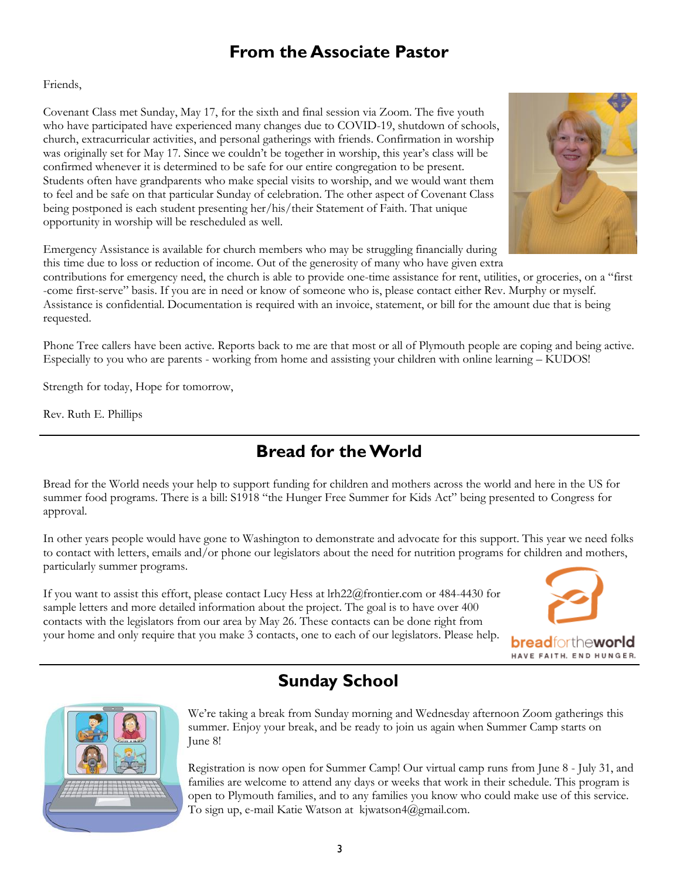## From the Associate Pastor

Friends,

Covenant Class met Sunday, May 17, for the sixth and final session via Zoom. The five youth who have participated have experienced many changes due to COVID-19, shutdown of schools, church, extracurricular activities, and personal gatherings with friends. Confirmation in worship was originally set for May 17. Since we couldn't be together in worship, this year's class will be confirmed whenever it is determined to be safe for our entire congregation to be present. Students often have grandparents who make special visits to worship, and we would want them to feel and be safe on that particular Sunday of celebration. The other aspect of Covenant Class being postponed is each student presenting her/his/their Statement of Faith. That unique opportunity in worship will be rescheduled as well.

Emergency Assistance is available for church members who may be struggling financially during this time due to loss or reduction of income. Out of the generosity of many who have given extra contributions for emergency need, the church is able to provide one-time assistance for rent, utilities, or groceries, on a "first-come first-serve" basis. If you are in need or know of someone who is, please contact either Rev. Murphy or myself. Assistance is confidential. Documentation is required with an invoice, statement, or bill for the amount due that is being requested.

Phone Tree callers have been active. Reports back to me are that most or all of Plymouth people are coping and being active. Especially to you who are parents - working from home and assisting your children with online learning – KUDOS!

Strength for today, Hope for tomorrow,

Rev. Ruth E. Phillips

## Bread for the World

Bread for the World needs your help to support funding for children and mothers across the world and here in the US for summer food programs. There is a bill: S1918 "the Hunger Free Summer for Kids Act" being presented to Congress for approval.

In other years people would have gone to Washington to demonstrate and advocate for this support. This year we need folks to contact with letters, emails and/or phone our legislators about the need for nutrition programs for children and mothers, particularly summer programs.

If you want to assist this effort, please contact Lucy Hess at lrh22@frontier.com or 484-4430 for sample letters and more detailed information about the project. The goal is to have over 400 contacts with the legislators from our area by May 26. These contacts can be done right from your home and only require that you make 3 contacts, one to each of our legislators. Please help.

breadfortheworld
HAVE FAITH. END HUNGER.

## Sunday School

We're taking a break from Sunday morning and Wednesday afternoon Zoom gatherings this summer. Enjoy your break, and be ready to join us again when Summer Camp starts on June 8!

Registration is now open for Summer Camp! Our virtual camp runs from June 8 - July 31, and families are welcome to attend any days or weeks that work in their schedule. This program is open to Plymouth families, and to any families you know who could make use of this service. To sign up, e-mail Katie Watson at kjwatson4@gmail.com.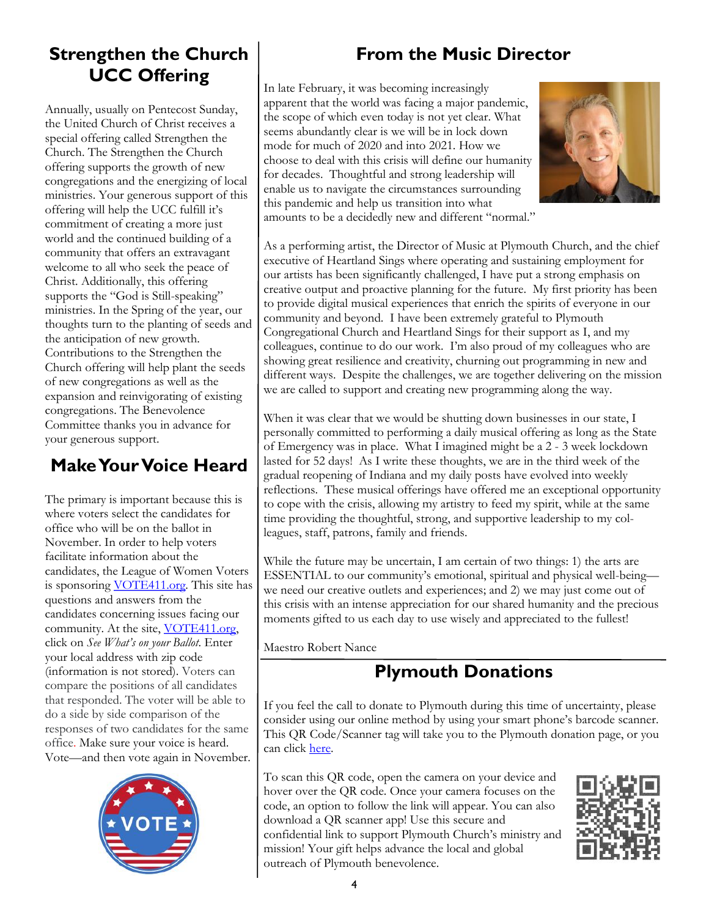## Strengthen the Church UCC Offering

Annually, usually on Pentecost Sunday, the United Church of Christ receives a special offering called Strengthen the Church. The Strengthen the Church offering supports the growth of new congregations and the energizing of local ministries. Your generous support of this offering will help the UCC fulfill it's commitment of creating a more just world and the continued building of a community that offers an extravagant welcome to all who seek the peace of Christ. Additionally, this offering supports the "God is Still-speaking" ministries. In the Spring of the year, our thoughts turn to the planting of seeds and the anticipation of new growth. Contributions to the Strengthen the Church offering will help plant the seeds of new congregations as well as the expansion and reinvigorating of existing congregations. The Benevolence Committee thanks you in advance for your generous support.

## Make Your Voice Heard

The primary is important because this is where voters select the candidates for office who will be on the ballot in November. In order to help voters facilitate information about the candidates, the League of Women Voters is sponsoring VOTE411.org. This site has questions and answers from the candidates concerning issues facing our community. At the site, VOTE411.org, click on *See What's on your Ballot.* Enter your local address with zip code (information is not stored). Voters can compare the positions of all candidates that responded. The voter will be able to do a side by side comparison of the responses of two candidates for the same office. Make sure your voice is heard. Vote—and then vote again in November.

VOTE

## From the Music Director

In late February, it was becoming increasingly apparent that the world was facing a major pandemic, the scope of which even today is not yet clear. What seems abundantly clear is we will be in lock down mode for much of 2020 and into 2021. How we choose to deal with this crisis will define our humanity for decades. Thoughtful and strong leadership will enable us to navigate the circumstances surrounding this pandemic and help us transition into what amounts to be a decidedly new and different "normal."

As a performing artist, the Director of Music at Plymouth Church, and the chief executive of Heartland Sings where operating and sustaining employment for our artists has been significantly challenged, I have put a strong emphasis on creative output and proactive planning for the future. My first priority has been to provide digital musical experiences that enrich the spirits of everyone in our community and beyond. I have been extremely grateful to Plymouth Congregational Church and Heartland Sings for their support as I, and my colleagues, continue to do our work. I'm also proud of my colleagues who are showing great resilience and creativity, churning out programming in new and different ways. Despite the challenges, we are together delivering on the mission we are called to support and creating new programming along the way.

When it was clear that we would be shutting down businesses in our state, I personally committed to performing a daily musical offering as long as the State of Emergency was in place. What I imagined might be a 2 - 3 week lockdown lasted for 52 days! As I write these thoughts, we are in the third week of the gradual reopening of Indiana and my daily posts have evolved into weekly reflections. These musical offerings have offered me an exceptional opportunity to cope with the crisis, allowing my artistry to feed my spirit, while at the same time providing the thoughtful, strong, and supportive leadership to my colleagues, staff, patrons, family and friends.

While the future may be uncertain, I am certain of two things: 1) the arts are ESSENTIAL to our community's emotional, spiritual and physical well-being—we need our creative outlets and experiences; and 2) we may just come out of this crisis with an intense appreciation for our shared humanity and the precious moments gifted to us each day to use wisely and appreciated to the fullest!

Maestro Robert Nance

## Plymouth Donations

If you feel the call to donate to Plymouth during this time of uncertainty, please consider using our online method by using your smart phone's barcode scanner. This QR Code/Scanner tag will take you to the Plymouth donation page, or you can click here.

To scan this QR code, open the camera on your device and hover over the QR code. Once your camera focuses on the code, an option to follow the link will appear. You can also download a QR scanner app! Use this secure and confidential link to support Plymouth Church's ministry and mission! Your gift helps advance the local and global outreach of Plymouth benevolence.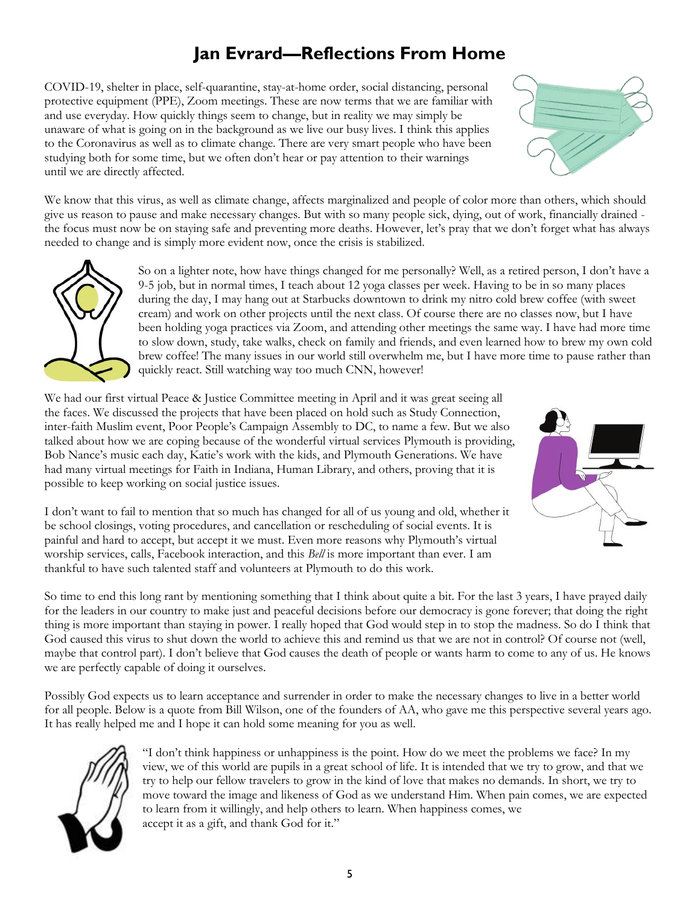# Jan Evrard—Reflections From Home

COVID-19, shelter in place, self-quarantine, stay-at-home order, social distancing, personal protective equipment (PPE), Zoom meetings. These are now terms that we are familiar with and use everyday. How quickly things seem to change, but in reality we may simply be unaware of what is going on in the background as we live our busy lives. I think this applies to the Coronavirus as well as to climate change. There are very smart people who have been studying both for some time, but we often don't hear or pay attention to their warnings until we are directly affected.

We know that this virus, as well as climate change, affects marginalized and people of color more than others, which should give us reason to pause and make necessary changes. But with so many people sick, dying, out of work, financially drained - the focus must now be on staying safe and preventing more deaths. However, let's pray that we don't forget what has always needed to change and is simply more evident now, once the crisis is stabilized.

So on a lighter note, how have things changed for me personally? Well, as a retired person, I don't have a 9-5 job, but in normal times, I teach about 12 yoga classes per week. Having to be in so many places during the day, I may hang out at Starbucks downtown to drink my nitro cold brew coffee (with sweet cream) and work on other projects until the next class. Of course there are no classes now, but I have been holding yoga practices via Zoom, and attending other meetings the same way. I have had more time to slow down, study, take walks, check on family and friends, and even learned how to brew my own cold brew coffee! The many issues in our world still overwhelm me, but I have more time to pause rather than quickly react. Still watching way too much CNN, however!

We had our first virtual Peace & Justice Committee meeting in April and it was great seeing all the faces. We discussed the projects that have been placed on hold such as Study Connection, inter-faith Muslim event, Poor People's Campaign Assembly to DC, to name a few. But we also talked about how we are coping because of the wonderful virtual services Plymouth is providing, Bob Nance's music each day, Katie's work with the kids, and Plymouth Generations. We have had many virtual meetings for Faith in Indiana, Human Library, and others, proving that it is possible to keep working on social justice issues.

I don't want to fail to mention that so much has changed for all of us young and old, whether it be school closings, voting procedures, and cancellation or rescheduling of social events. It is painful and hard to accept, but accept it we must. Even more reasons why Plymouth's virtual worship services, calls, Facebook interaction, and this *Bell* is more important than ever. I am thankful to have such talented staff and volunteers at Plymouth to do this work.

So time to end this long rant by mentioning something that I think about quite a bit. For the last 3 years, I have prayed daily for the leaders in our country to make just and peaceful decisions before our democracy is gone forever; that doing the right thing is more important than staying in power. I really hoped that God would step in to stop the madness. So do I think that God caused this virus to shut down the world to achieve this and remind us that we are not in control? Of course not (well, maybe that control part). I don't believe that God causes the death of people or wants harm to come to any of us. He knows we are perfectly capable of doing it ourselves.

Possibly God expects us to learn acceptance and surrender in order to make the necessary changes to live in a better world for all people. Below is a quote from Bill Wilson, one of the founders of AA, who gave me this perspective several years ago. It has really helped me and I hope it can hold some meaning for you as well.

"I don't think happiness or unhappiness is the point. How do we meet the problems we face? In my view, we of this world are pupils in a great school of life. It is intended that we try to grow, and that we try to help our fellow travelers to grow in the kind of love that makes no demands. In short, we try to move toward the image and likeness of God as we understand Him. When pain comes, we are expected to learn from it willingly, and help others to learn. When happiness comes, we accept it as a gift, and thank God for it."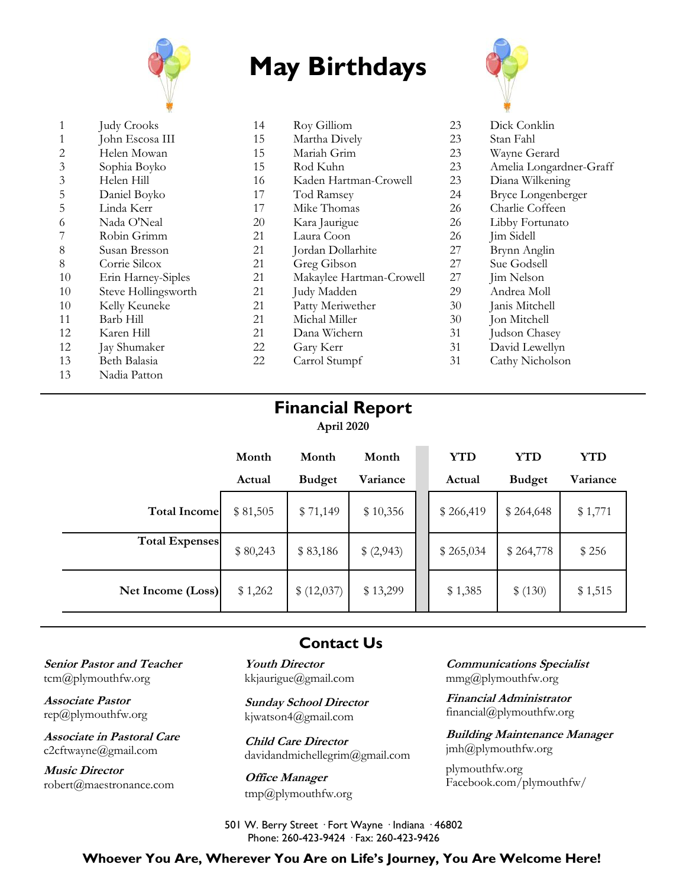# May Birthdays

| | |
|---|---|
| 1 | Judy Crooks |
| 1 | John Escosa III |
| 2 | Helen Mowan |
| 3 | Sophia Boyko |
| 3 | Helen Hill |
| 5 | Daniel Boyko |
| 5 | Linda Kerr |
| 6 | Nada O'Neal |
| 7 | Robin Grimm |
| 8 | Susan Bresson |
| 8 | Corrie Silcox |
| 10 | Erin Harney-Siples |
| 10 | Steve Hollingsworth |
| 10 | Kelly Keuneke |
| 11 | Barb Hill |
| 12 | Karen Hill |
| 12 | Jay Shumaker |
| 13 | Beth Balasia |
| 13 | Nadia Patton |
| 14 | Roy Gilliom |
| 15 | Martha Dively |
| 15 | Mariah Grim |
| 15 | Rod Kuhn |
| 16 | Kaden Hartman-Crowell |
| 17 | Tod Ramsey |
| 17 | Mike Thomas |
| 20 | Kara Jaurigue |
| 21 | Laura Coon |
| 21 | Jordan Dollarhite |
| 21 | Greg Gibson |
| 21 | Makaylee Hartman-Crowell |
| 21 | Judy Madden |
| 21 | Patty Meriwether |
| 21 | Michal Miller |
| 21 | Dana Wichern |
| 22 | Gary Kerr |
| 22 | Carrol Stumpf |
| 23 | Dick Conklin |
| 23 | Stan Fahl |
| 23 | Wayne Gerard |
| 23 | Amelia Longardner-Graff |
| 23 | Diana Wilkening |
| 24 | Bryce Longenberger |
| 26 | Charlie Coffeen |
| 26 | Libby Fortunato |
| 26 | Jim Sidell |
| 27 | Brynn Anglin |
| 27 | Sue Godsell |
| 27 | Jim Nelson |
| 29 | Andrea Moll |
| 30 | Janis Mitchell |
| 30 | Jon Mitchell |
| 31 | Judson Chasey |
| 31 | David Lewellyn |
| 31 | Cathy Nicholson |

## Financial Report

**April 2020**

| | Month Actual | Month Budget | Month Variance | YTD Actual | YTD Budget | YTD Variance |
|---|---|---|---|---|---|---|
| **Total Income** | $ 81,505 | $ 71,149 | $ 10,356 | $ 266,419 | $ 264,648 | $ 1,771 |
| **Total Expenses** | $ 80,243 | $ 83,186 | $ (2,943) | $ 265,034 | $ 264,778 | $ 256 |
| **Net Income (Loss)** | $ 1,262 | $ (12,037) | $ 13,299 | $ 1,385 | $ (130) | $ 1,515 |

## Contact Us

***Senior Pastor and Teacher***
tcm@plymouthfw.org

***Associate Pastor***
rep@plymouthfw.org

***Associate in Pastoral Care***
c2cftwayne@gmail.com

***Music Director***
robert@maestronance.com

***Youth Director***
kkjaurigue@gmail.com

***Sunday School Director***
kjwatson4@gmail.com

***Child Care Director***
davidandmichellegrim@gmail.com

***Office Manager***
tmp@plymouthfw.org

***Communications Specialist***
mmg@plymouthfw.org

***Financial Administrator***
financial@plymouthfw.org

***Building Maintenance Manager***
jmh@plymouthfw.org

plymouthfw.org
Facebook.com/plymouthfw/

501 W. Berry Street · Fort Wayne · Indiana · 46802
Phone: 260-423-9424 · Fax: 260-423-9426

**Whoever You Are, Wherever You Are on Life's Journey, You Are Welcome Here!**